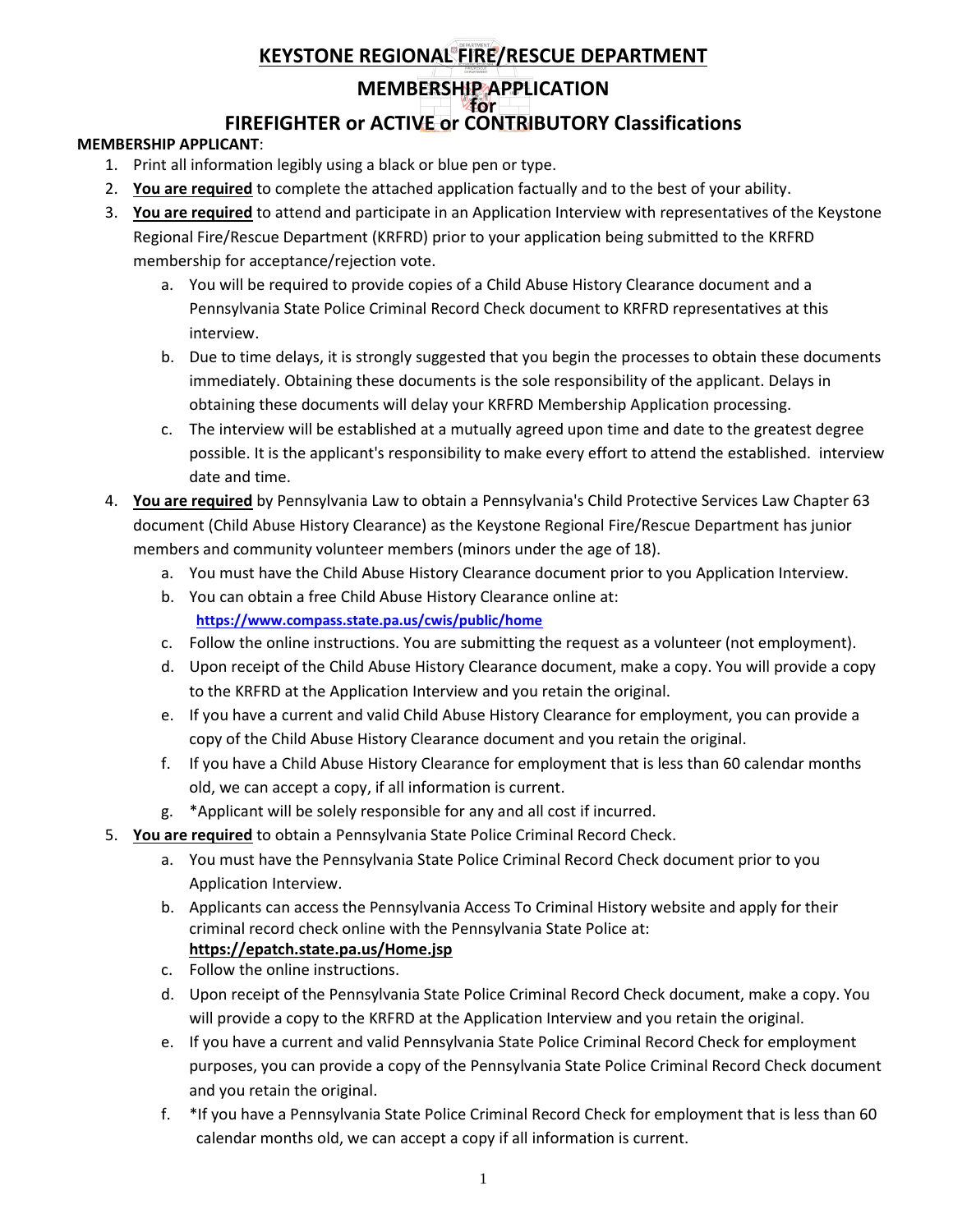# KEYSTONE REGIONAL FIRE/RESCUE DEPARTMENT

## MEMBERSHIP APPLICATION
## for
## FIREFIGHTER or ACTIVE or CONTRIBUTORY Classifications

**MEMBERSHIP APPLICANT**:

1. Print all information legibly using a black or blue pen or type.
2. **You are required** to complete the attached application factually and to the best of your ability.
3. **You are required** to attend and participate in an Application Interview with representatives of the Keystone Regional Fire/Rescue Department (KRFRD) prior to your application being submitted to the KRFRD membership for acceptance/rejection vote.
   a. You will be required to provide copies of a Child Abuse History Clearance document and a Pennsylvania State Police Criminal Record Check document to KRFRD representatives at this interview.
   b. Due to time delays, it is strongly suggested that you begin the processes to obtain these documents immediately. Obtaining these documents is the sole responsibility of the applicant. Delays in obtaining these documents will delay your KRFRD Membership Application processing.
   c. The interview will be established at a mutually agreed upon time and date to the greatest degree possible. It is the applicant's responsibility to make every effort to attend the established. interview date and time.
4. **You are required** by Pennsylvania Law to obtain a Pennsylvania's Child Protective Services Law Chapter 63 document (Child Abuse History Clearance) as the Keystone Regional Fire/Rescue Department has junior members and community volunteer members (minors under the age of 18).
   a. You must have the Child Abuse History Clearance document prior to you Application Interview.
   b. You can obtain a free Child Abuse History Clearance online at: **https://www.compass.state.pa.us/cwis/public/home**
   c. Follow the online instructions. You are submitting the request as a volunteer (not employment).
   d. Upon receipt of the Child Abuse History Clearance document, make a copy. You will provide a copy to the KRFRD at the Application Interview and you retain the original.
   e. If you have a current and valid Child Abuse History Clearance for employment, you can provide a copy of the Child Abuse History Clearance document and you retain the original.
   f. If you have a Child Abuse History Clearance for employment that is less than 60 calendar months old, we can accept a copy, if all information is current.
   g. *Applicant will be solely responsible for any and all cost if incurred.
5. **You are required** to obtain a Pennsylvania State Police Criminal Record Check.
   a. You must have the Pennsylvania State Police Criminal Record Check document prior to you Application Interview.
   b. Applicants can access the Pennsylvania Access To Criminal History website and apply for their criminal record check online with the Pennsylvania State Police at: **https://epatch.state.pa.us/Home.jsp**
   c. Follow the online instructions.
   d. Upon receipt of the Pennsylvania State Police Criminal Record Check document, make a copy. You will provide a copy to the KRFRD at the Application Interview and you retain the original.
   e. If you have a current and valid Pennsylvania State Police Criminal Record Check for employment purposes, you can provide a copy of the Pennsylvania State Police Criminal Record Check document and you retain the original.
   f. *If you have a Pennsylvania State Police Criminal Record Check for employment that is less than 60 calendar months old, we can accept a copy if all information is current.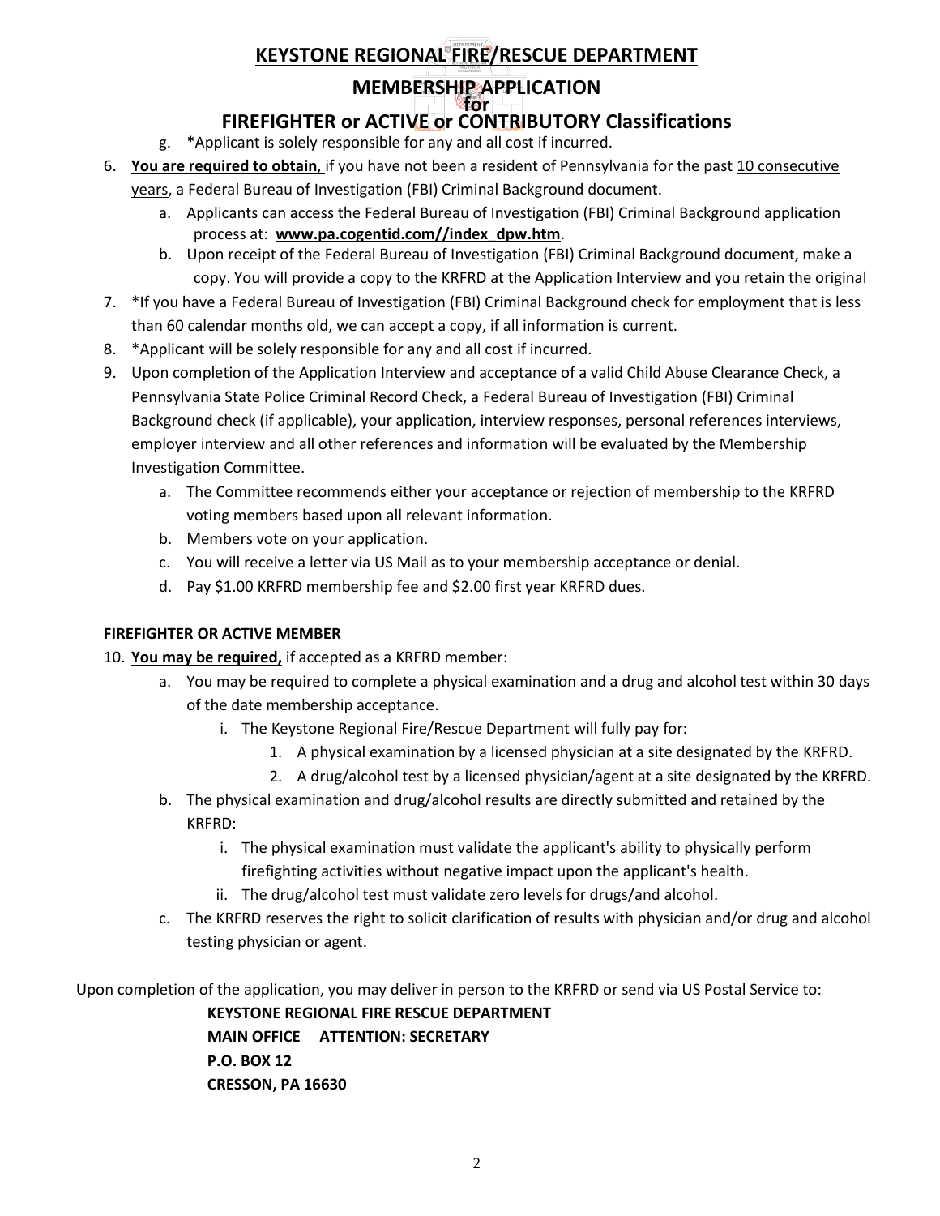# KEYSTONE REGIONAL FIRE/RESCUE DEPARTMENT

## MEMBERSHIP APPLICATION
## for
## FIREFIGHTER or ACTIVE or CONTRIBUTORY Classifications

   g. *Applicant is solely responsible for any and all cost if incurred.

6. **You are required to obtain**, if you have not been a resident of Pennsylvania for the past 10 consecutive years, a Federal Bureau of Investigation (FBI) Criminal Background document.
   a. Applicants can access the Federal Bureau of Investigation (FBI) Criminal Background application process at: **www.pa.cogentid.com//index_dpw.htm**.
   b. Upon receipt of the Federal Bureau of Investigation (FBI) Criminal Background document, make a copy. You will provide a copy to the KRFRD at the Application Interview and you retain the original
7. *If you have a Federal Bureau of Investigation (FBI) Criminal Background check for employment that is less than 60 calendar months old, we can accept a copy, if all information is current.
8. *Applicant will be solely responsible for any and all cost if incurred.
9. Upon completion of the Application Interview and acceptance of a valid Child Abuse Clearance Check, a Pennsylvania State Police Criminal Record Check, a Federal Bureau of Investigation (FBI) Criminal Background check (if applicable), your application, interview responses, personal references interviews, employer interview and all other references and information will be evaluated by the Membership Investigation Committee.
   a. The Committee recommends either your acceptance or rejection of membership to the KRFRD voting members based upon all relevant information.
   b. Members vote on your application.
   c. You will receive a letter via US Mail as to your membership acceptance or denial.
   d. Pay $1.00 KRFRD membership fee and $2.00 first year KRFRD dues.

**FIREFIGHTER OR ACTIVE MEMBER**

10. **You may be required,** if accepted as a KRFRD member:
    a. You may be required to complete a physical examination and a drug and alcohol test within 30 days of the date membership acceptance.
       i. The Keystone Regional Fire/Rescue Department will fully pay for:
          1. A physical examination by a licensed physician at a site designated by the KRFRD.
          2. A drug/alcohol test by a licensed physician/agent at a site designated by the KRFRD.
    b. The physical examination and drug/alcohol results are directly submitted and retained by the KRFRD:
       i. The physical examination must validate the applicant's ability to physically perform firefighting activities without negative impact upon the applicant's health.
       ii. The drug/alcohol test must validate zero levels for drugs/and alcohol.
    c. The KRFRD reserves the right to solicit clarification of results with physician and/or drug and alcohol testing physician or agent.

Upon completion of the application, you may deliver in person to the KRFRD or send via US Postal Service to:

**KEYSTONE REGIONAL FIRE RESCUE DEPARTMENT**
**MAIN OFFICE ATTENTION: SECRETARY**
**P.O. BOX 12**
**CRESSON, PA 16630**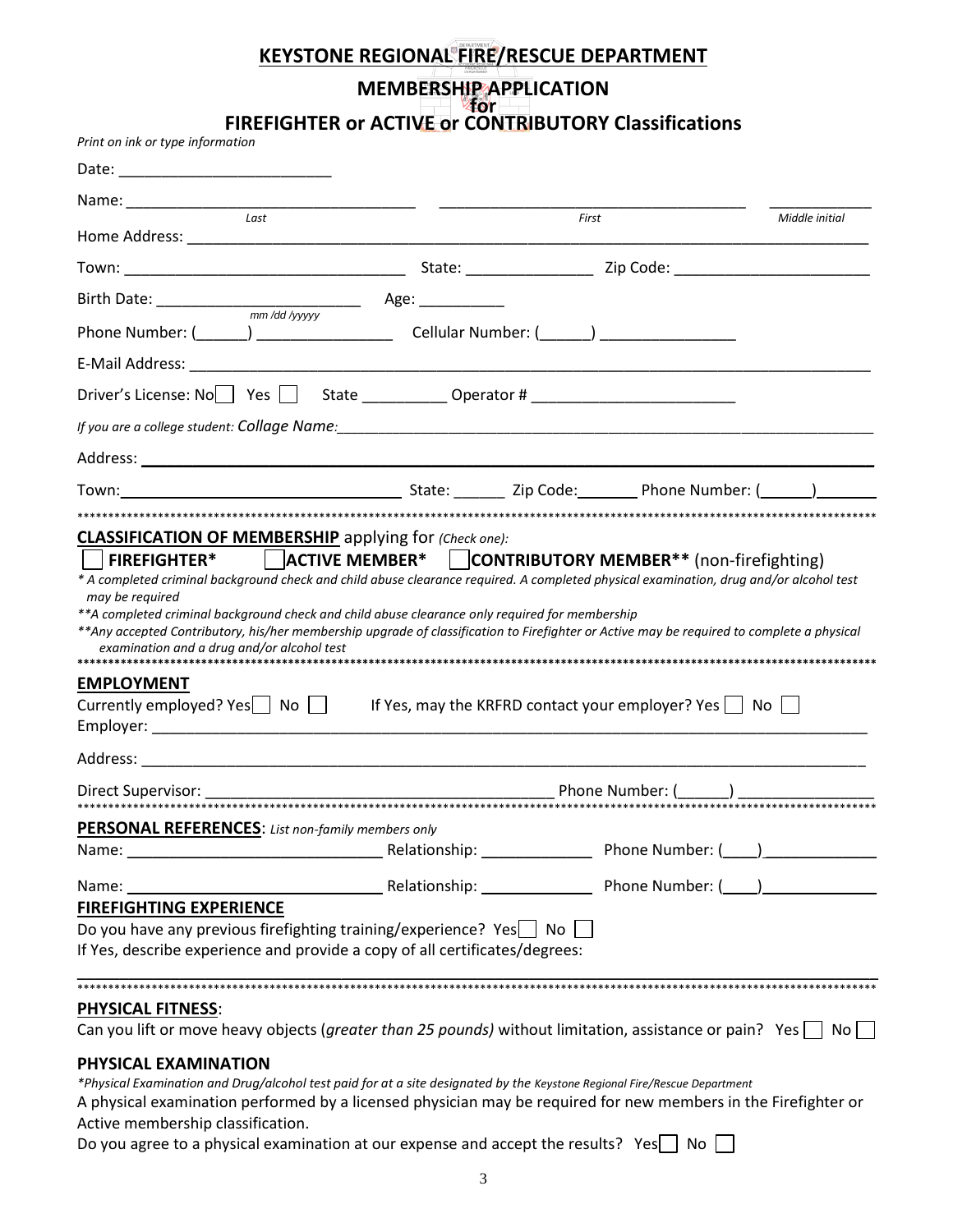# KEYSTONE REGIONAL FIRE/RESCUE DEPARTMENT

## MEMBERSHIP APPLICATION
## for
## FIREFIGHTER or ACTIVE or CONTRIBUTORY Classifications

*Print on ink or type information*

Date: _________________________

Name: __________________________________ __________________________________ ____________
*Last* *First* *Middle initial*

Home Address: ______________________________________________________________________________

Town: _________________________________ State: _______________ Zip Code: _______________________

Birth Date: ________________________ Age: __________
*mm /dd /yyyy*

Phone Number: (______) ________________ Cellular Number: (______) ________________

E-Mail Address: _____________________________________________________________________________

Driver's License: No ☐ Yes ☐ State __________ Operator # ________________________

*If you are a college student: Collage Name:*_____________________________________________________________

Address: ___________________________________________________________________________________

Town:_________________________________ State: ______ Zip Code:_______ Phone Number: (______)_______

---

**CLASSIFICATION OF MEMBERSHIP** applying for *(Check one):*

☐ **FIREFIGHTER*** ☐ **ACTIVE MEMBER*** ☐ **CONTRIBUTORY MEMBER**** (non-firefighting)

*\* A completed criminal background check and child abuse clearance required. A completed physical examination, drug and/or alcohol test may be required*

*\*\*A completed criminal background check and child abuse clearance only required for membership*

*\*\*Any accepted Contributory, his/her membership upgrade of classification to Firefighter or Active may be required to complete a physical examination and a drug and/or alcohol test*

---

**EMPLOYMENT**

Currently employed? Yes ☐ No ☐ If Yes, may the KRFRD contact your employer? Yes ☐ No ☐

Employer: __________________________________________________________________________________

Address: ___________________________________________________________________________________

Direct Supervisor: ________________________________________ Phone Number: (______) ________________

---

**PERSONAL REFERENCES**: *List non-family members only*

Name: ______________________________ Relationship: _____________ Phone Number: (____)_____________

Name: ______________________________ Relationship: _____________ Phone Number: (____)_____________

**FIREFIGHTING EXPERIENCE**

Do you have any previous firefighting training/experience? Yes ☐ No ☐

If Yes, describe experience and provide a copy of all certificates/degrees:

_____________________________________________________________________________________________

---

**PHYSICAL FITNESS**:

Can you lift or move heavy objects (*greater than 25 pounds)* without limitation, assistance or pain? Yes ☐ No ☐

**PHYSICAL EXAMINATION**

*\*Physical Examination and Drug/alcohol test paid for at a site designated by the Keystone Regional Fire/Rescue Department*

A physical examination performed by a licensed physician may be required for new members in the Firefighter or Active membership classification.

Do you agree to a physical examination at our expense and accept the results? Yes ☐ No ☐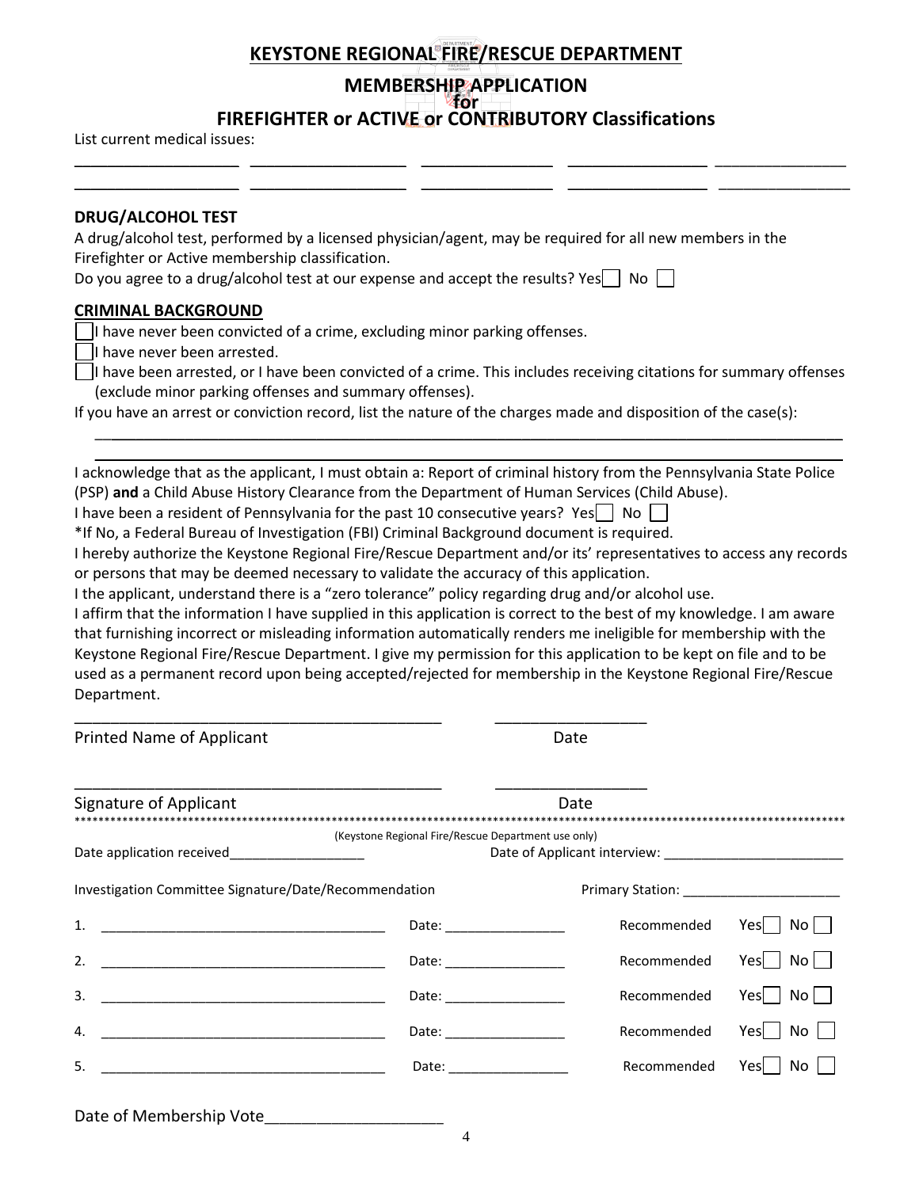# KEYSTONE REGIONAL FIRE/RESCUE DEPARTMENT

## MEMBERSHIP APPLICATION
## for
## FIREFIGHTER or ACTIVE or CONTRIBUTORY Classifications

List current medical issues:

___________________ ___________________ _______________ ________________ _______________
___________________ ___________________ _______________ ________________ _______________

### DRUG/ALCOHOL TEST

A drug/alcohol test, performed by a licensed physician/agent, may be required for all new members in the Firefighter or Active membership classification.

Do you agree to a drug/alcohol test at our expense and accept the results? Yes ☐ No ☐

### CRIMINAL BACKGROUND

☐ I have never been convicted of a crime, excluding minor parking offenses.

☐ I have never been arrested.

☐ I have been arrested, or I have been convicted of a crime. This includes receiving citations for summary offenses (exclude minor parking offenses and summary offenses).

If you have an arrest or conviction record, list the nature of the charges made and disposition of the case(s):

______________________________________________________________________________________
______________________________________________________________________________________

I acknowledge that as the applicant, I must obtain a: Report of criminal history from the Pennsylvania State Police (PSP) **and** a Child Abuse History Clearance from the Department of Human Services (Child Abuse).

I have been a resident of Pennsylvania for the past 10 consecutive years? Yes ☐ No ☐

*If No, a Federal Bureau of Investigation (FBI) Criminal Background document is required.

I hereby authorize the Keystone Regional Fire/Rescue Department and/or its' representatives to access any records or persons that may be deemed necessary to validate the accuracy of this application.

I the applicant, understand there is a "zero tolerance" policy regarding drug and/or alcohol use.

I affirm that the information I have supplied in this application is correct to the best of my knowledge. I am aware that furnishing incorrect or misleading information automatically renders me ineligible for membership with the Keystone Regional Fire/Rescue Department. I give my permission for this application to be kept on file and to be used as a permanent record upon being accepted/rejected for membership in the Keystone Regional Fire/Rescue Department.

_____________________________________________ __________________
Printed Name of Applicant Date

_____________________________________________ __________________
Signature of Applicant Date

*****************************************************************************************************************************

(Keystone Regional Fire/Rescue Department use only)

Date application received__________________ Date of Applicant interview: ________________________

Investigation Committee Signature/Date/Recommendation Primary Station: _____________________

| | | | | |
|---|---|---|---|---|
| 1. | ______________________________________ | Date: ________________ | Recommended | Yes ☐ No ☐ |
| 2. | ______________________________________ | Date: ________________ | Recommended | Yes ☐ No ☐ |
| 3. | ______________________________________ | Date: ________________ | Recommended | Yes ☐ No ☐ |
| 4. | ______________________________________ | Date: ________________ | Recommended | Yes ☐ No ☐ |
| 5. | ______________________________________ | Date: ________________ | Recommended | Yes ☐ No ☐ |

Date of Membership Vote_____________________